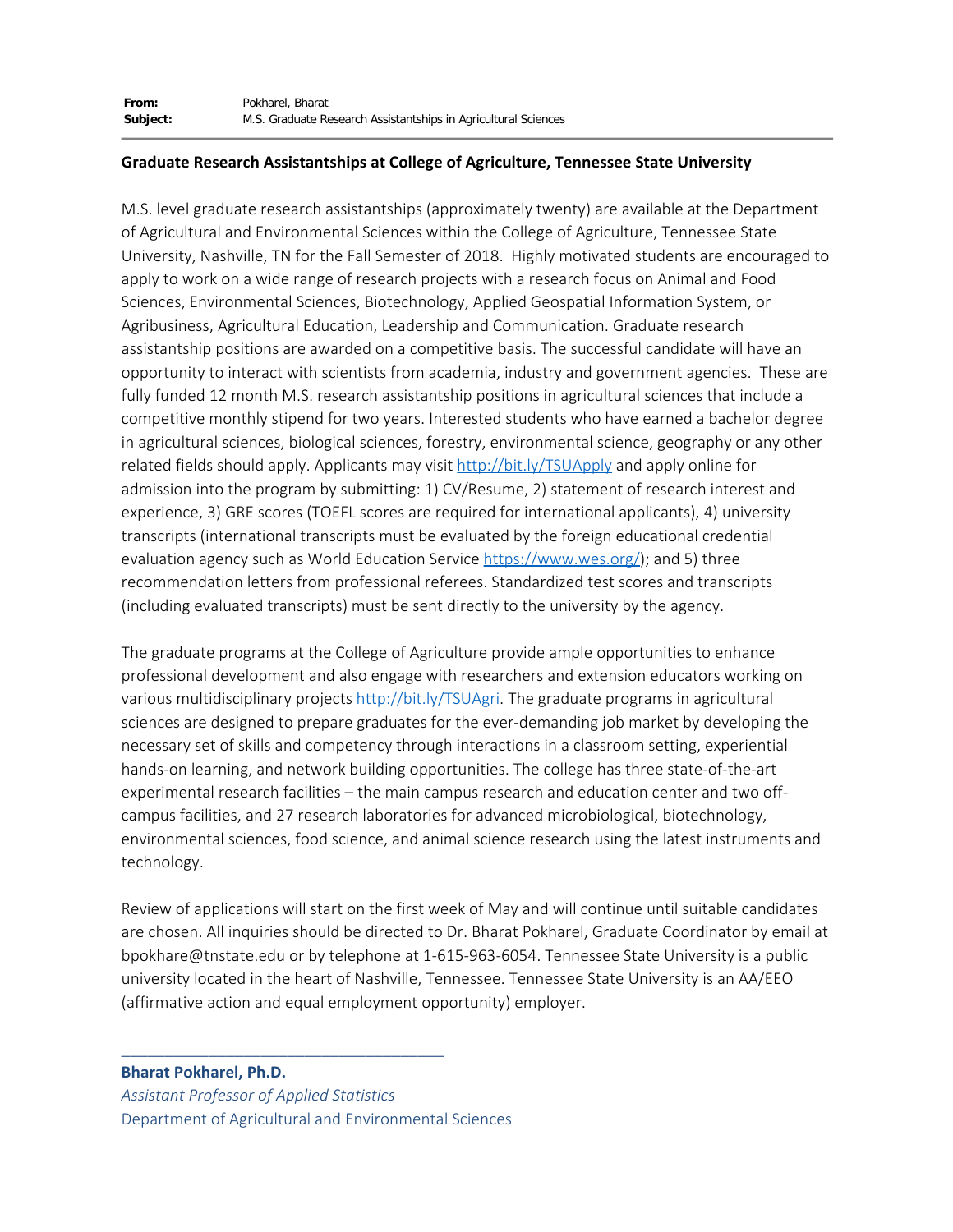**From:** Pokharel, Bharat
**Subject:** M.S. Graduate Research Assistantships in Agricultural Sciences

---

**Graduate Research Assistantships at College of Agriculture, Tennessee State University**

M.S. level graduate research assistantships (approximately twenty) are available at the Department of Agricultural and Environmental Sciences within the College of Agriculture, Tennessee State University, Nashville, TN for the Fall Semester of 2018. Highly motivated students are encouraged to apply to work on a wide range of research projects with a research focus on Animal and Food Sciences, Environmental Sciences, Biotechnology, Applied Geospatial Information System, or Agribusiness, Agricultural Education, Leadership and Communication. Graduate research assistantship positions are awarded on a competitive basis. The successful candidate will have an opportunity to interact with scientists from academia, industry and government agencies. These are fully funded 12 month M.S. research assistantship positions in agricultural sciences that include a competitive monthly stipend for two years. Interested students who have earned a bachelor degree in agricultural sciences, biological sciences, forestry, environmental science, geography or any other related fields should apply. Applicants may visit [http://bit.ly/TSUApply](http://bit.ly/TSUApply) and apply online for admission into the program by submitting: 1) CV/Resume, 2) statement of research interest and experience, 3) GRE scores (TOEFL scores are required for international applicants), 4) university transcripts (international transcripts must be evaluated by the foreign educational credential evaluation agency such as World Education Service [https://www.wes.org/](https://www.wes.org/)); and 5) three recommendation letters from professional referees. Standardized test scores and transcripts (including evaluated transcripts) must be sent directly to the university by the agency.

The graduate programs at the College of Agriculture provide ample opportunities to enhance professional development and also engage with researchers and extension educators working on various multidisciplinary projects [http://bit.ly/TSUAgri](http://bit.ly/TSUAgri). The graduate programs in agricultural sciences are designed to prepare graduates for the ever-demanding job market by developing the necessary set of skills and competency through interactions in a classroom setting, experiential hands-on learning, and network building opportunities. The college has three state-of-the-art experimental research facilities – the main campus research and education center and two off-campus facilities, and 27 research laboratories for advanced microbiological, biotechnology, environmental sciences, food science, and animal science research using the latest instruments and technology.

Review of applications will start on the first week of May and will continue until suitable candidates are chosen. All inquiries should be directed to Dr. Bharat Pokharel, Graduate Coordinator by email at bpokhare@tnstate.edu or by telephone at 1-615-963-6054. Tennessee State University is a public university located in the heart of Nashville, Tennessee. Tennessee State University is an AA/EEO (affirmative action and equal employment opportunity) employer.

---

**Bharat Pokharel, Ph.D.**
*Assistant Professor of Applied Statistics*
Department of Agricultural and Environmental Sciences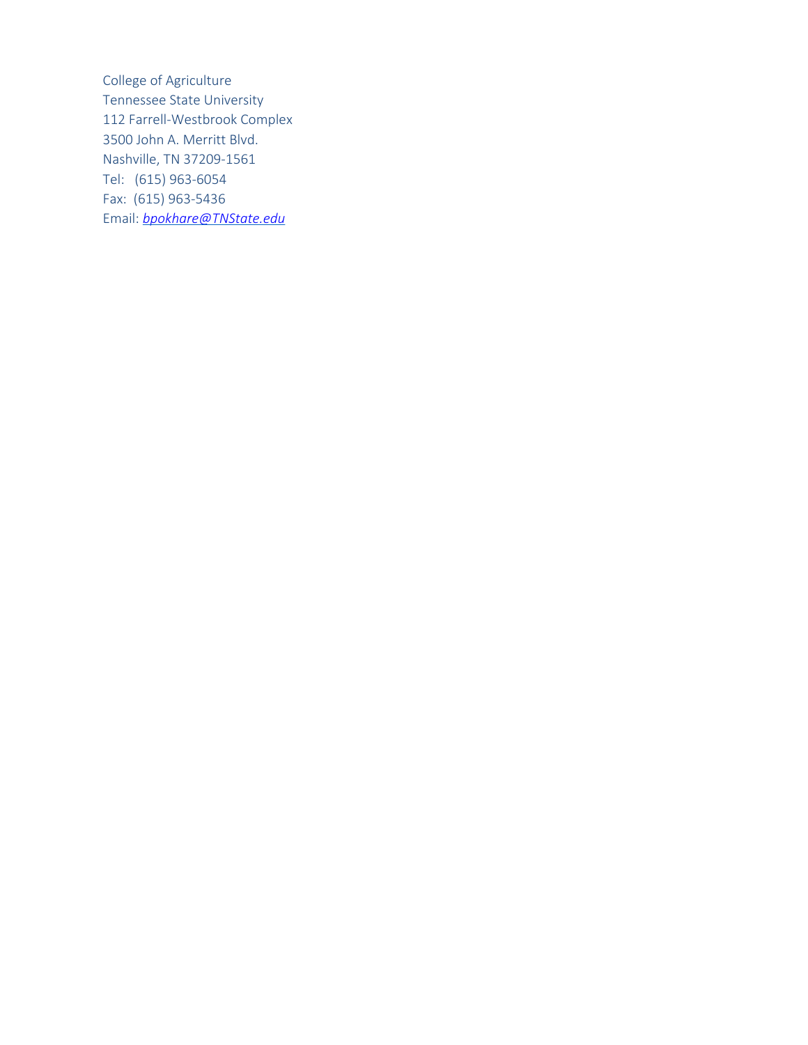College of Agriculture
Tennessee State University
112 Farrell-Westbrook Complex
3500 John A. Merritt Blvd.
Nashville, TN 37209-1561
Tel: (615) 963-6054
Fax: (615) 963-5436
Email: *bpokhare@TNState.edu*